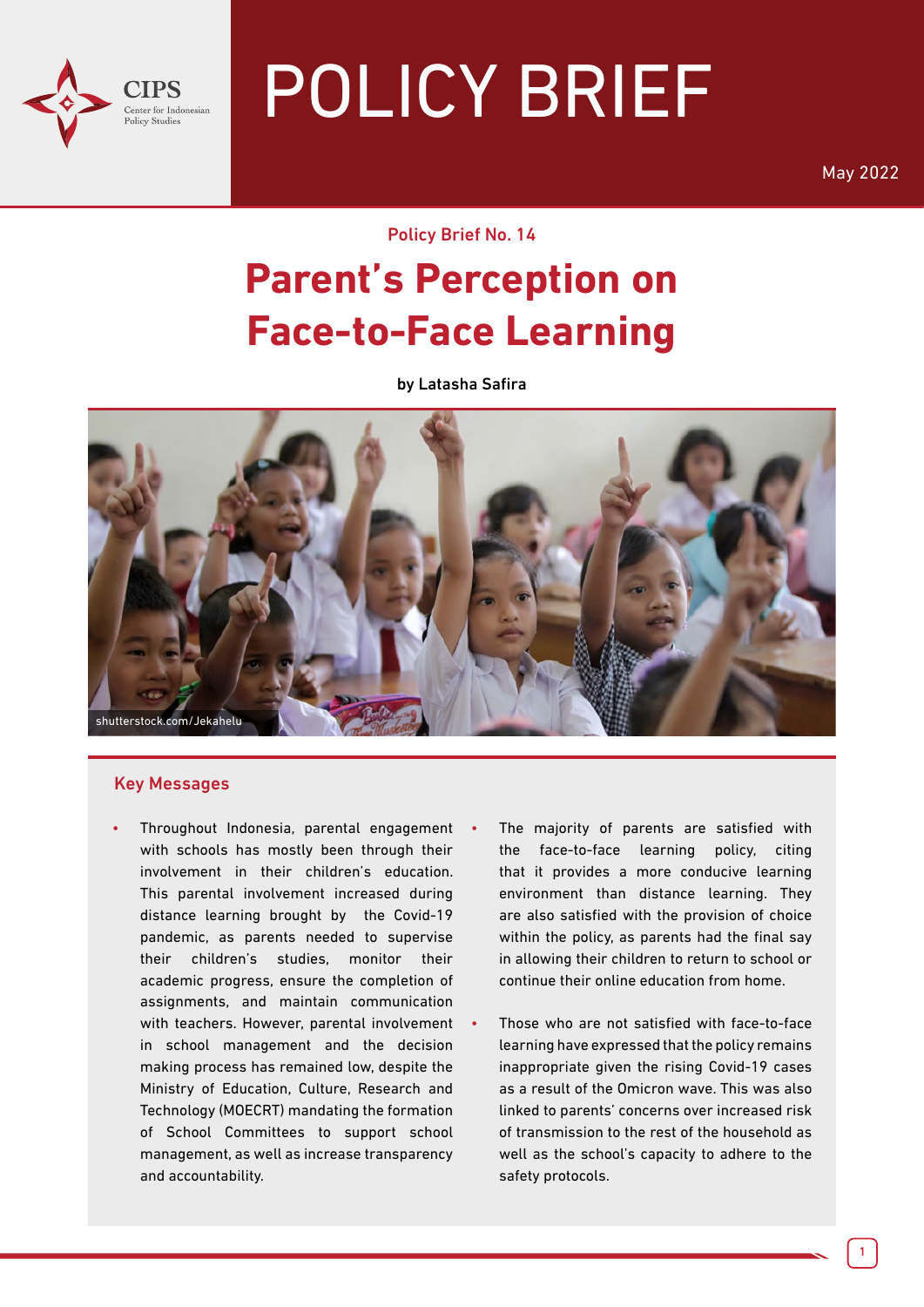CIPS
Center for Indonesian Policy Studies

# POLICY BRIEF

May 2022

Policy Brief No. 14

# Parent's Perception on Face-to-Face Learning

by Latasha Safira

shutterstock.com/Jekahelu

## Key Messages

- Throughout Indonesia, parental engagement with schools has mostly been through their involvement in their children's education. This parental involvement increased during distance learning brought by the Covid-19 pandemic, as parents needed to supervise their children's studies, monitor their academic progress, ensure the completion of assignments, and maintain communication with teachers. However, parental involvement in school management and the decision making process has remained low, despite the Ministry of Education, Culture, Research and Technology (MOECRT) mandating the formation of School Committees to support school management, as well as increase transparency and accountability.
- The majority of parents are satisfied with the face-to-face learning policy, citing that it provides a more conducive learning environment than distance learning. They are also satisfied with the provision of choice within the policy, as parents had the final say in allowing their children to return to school or continue their online education from home.
- Those who are not satisfied with face-to-face learning have expressed that the policy remains inappropriate given the rising Covid-19 cases as a result of the Omicron wave. This was also linked to parents' concerns over increased risk of transmission to the rest of the household as well as the school's capacity to adhere to the safety protocols.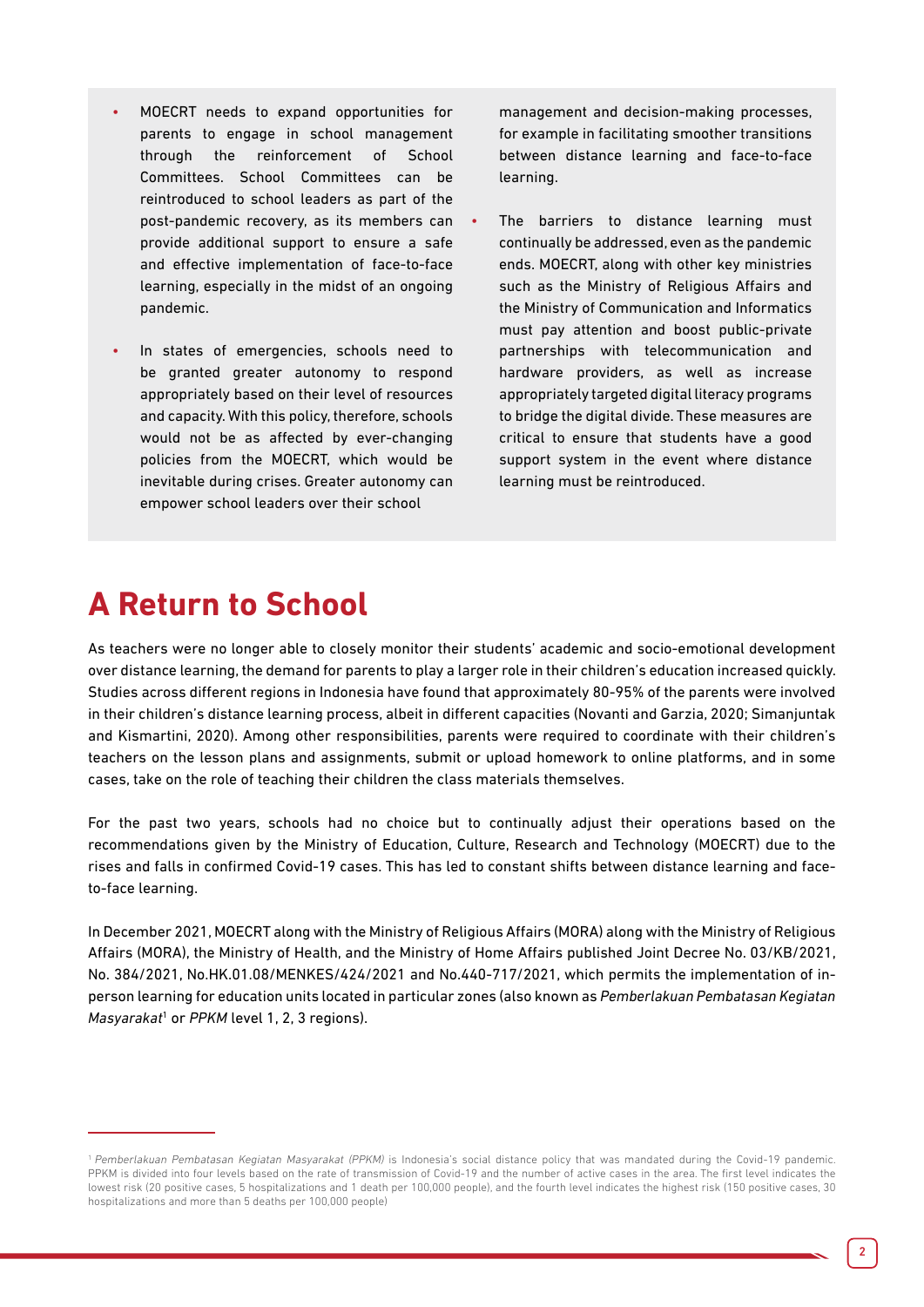- MOECRT needs to expand opportunities for parents to engage in school management through the reinforcement of School Committees. School Committees can be reintroduced to school leaders as part of the post-pandemic recovery, as its members can provide additional support to ensure a safe and effective implementation of face-to-face learning, especially in the midst of an ongoing pandemic.

- In states of emergencies, schools need to be granted greater autonomy to respond appropriately based on their level of resources and capacity. With this policy, therefore, schools would not be as affected by ever-changing policies from the MOECRT, which would be inevitable during crises. Greater autonomy can empower school leaders over their school management and decision-making processes, for example in facilitating smoother transitions between distance learning and face-to-face learning.

- The barriers to distance learning must continually be addressed, even as the pandemic ends. MOECRT, along with other key ministries such as the Ministry of Religious Affairs and the Ministry of Communication and Informatics must pay attention and boost public-private partnerships with telecommunication and hardware providers, as well as increase appropriately targeted digital literacy programs to bridge the digital divide. These measures are critical to ensure that students have a good support system in the event where distance learning must be reintroduced.

# A Return to School

As teachers were no longer able to closely monitor their students' academic and socio-emotional development over distance learning, the demand for parents to play a larger role in their children's education increased quickly. Studies across different regions in Indonesia have found that approximately 80-95% of the parents were involved in their children's distance learning process, albeit in different capacities (Novanti and Garzia, 2020; Simanjuntak and Kismartini, 2020). Among other responsibilities, parents were required to coordinate with their children's teachers on the lesson plans and assignments, submit or upload homework to online platforms, and in some cases, take on the role of teaching their children the class materials themselves.

For the past two years, schools had no choice but to continually adjust their operations based on the recommendations given by the Ministry of Education, Culture, Research and Technology (MOECRT) due to the rises and falls in confirmed Covid-19 cases. This has led to constant shifts between distance learning and face-to-face learning.

In December 2021, MOECRT along with the Ministry of Religious Affairs (MORA) along with the Ministry of Religious Affairs (MORA), the Ministry of Health, and the Ministry of Home Affairs published Joint Decree No. 03/KB/2021, No. 384/2021, No.HK.01.08/MENKES/424/2021 and No.440-717/2021, which permits the implementation of in-person learning for education units located in particular zones (also known as *Pemberlakuan Pembatasan Kegiatan Masyarakat*[1] or *PPKM* level 1, 2, 3 regions).

[1] *Pemberlakuan Pembatasan Kegiatan Masyarakat (PPKM)* is Indonesia's social distance policy that was mandated during the Covid-19 pandemic. PPKM is divided into four levels based on the rate of transmission of Covid-19 and the number of active cases in the area. The first level indicates the lowest risk (20 positive cases, 5 hospitalizations and 1 death per 100,000 people), and the fourth level indicates the highest risk (150 positive cases, 30 hospitalizations and more than 5 deaths per 100,000 people)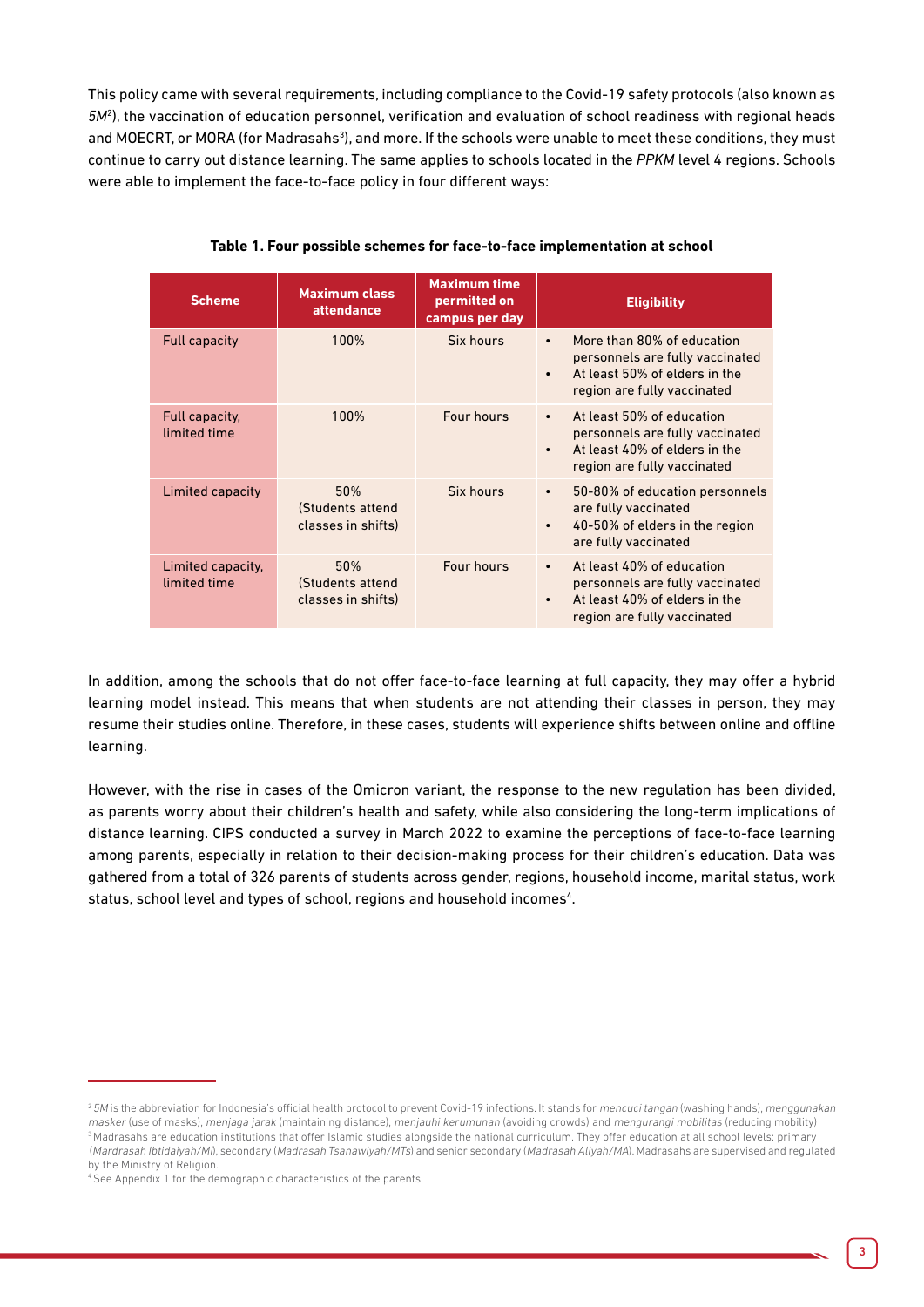This policy came with several requirements, including compliance to the Covid-19 safety protocols (also known as *5M*[2]), the vaccination of education personnel, verification and evaluation of school readiness with regional heads and MOECRT, or MORA (for Madrasahs[3]), and more. If the schools were unable to meet these conditions, they must continue to carry out distance learning. The same applies to schools located in the *PPKM* level 4 regions. Schools were able to implement the face-to-face policy in four different ways:

**Table 1. Four possible schemes for face-to-face implementation at school**

| Scheme | Maximum class attendance | Maximum time permitted on campus per day | Eligibility |
|---|---|---|---|
| Full capacity | 100% | Six hours | • More than 80% of education personnels are fully vaccinated<br>• At least 50% of elders in the region are fully vaccinated |
| Full capacity, limited time | 100% | Four hours | • At least 50% of education personnels are fully vaccinated<br>• At least 40% of elders in the region are fully vaccinated |
| Limited capacity | 50% (Students attend classes in shifts) | Six hours | • 50-80% of education personnels are fully vaccinated<br>• 40-50% of elders in the region are fully vaccinated |
| Limited capacity, limited time | 50% (Students attend classes in shifts) | Four hours | • At least 40% of education personnels are fully vaccinated<br>• At least 40% of elders in the region are fully vaccinated |

In addition, among the schools that do not offer face-to-face learning at full capacity, they may offer a hybrid learning model instead. This means that when students are not attending their classes in person, they may resume their studies online. Therefore, in these cases, students will experience shifts between online and offline learning.

However, with the rise in cases of the Omicron variant, the response to the new regulation has been divided, as parents worry about their children's health and safety, while also considering the long-term implications of distance learning. CIPS conducted a survey in March 2022 to examine the perceptions of face-to-face learning among parents, especially in relation to their decision-making process for their children's education. Data was gathered from a total of 326 parents of students across gender, regions, household income, marital status, work status, school level and types of school, regions and household incomes[4].

---

[2] *5M* is the abbreviation for Indonesia's official health protocol to prevent Covid-19 infections. It stands for *mencuci tangan* (washing hands), *menggunakan masker* (use of masks), *menjaga jarak* (maintaining distance), *menjauhi kerumunan* (avoiding crowds) and *mengurangi mobilitas* (reducing mobility)

[3] Madrasahs are education institutions that offer Islamic studies alongside the national curriculum. They offer education at all school levels: primary (*Mardrasah Ibtidaiyah/MI*), secondary (*Madrasah Tsanawiyah/MTs*) and senior secondary (*Madrasah Aliyah/MA*). Madrasahs are supervised and regulated by the Ministry of Religion.

[4] See Appendix 1 for the demographic characteristics of the parents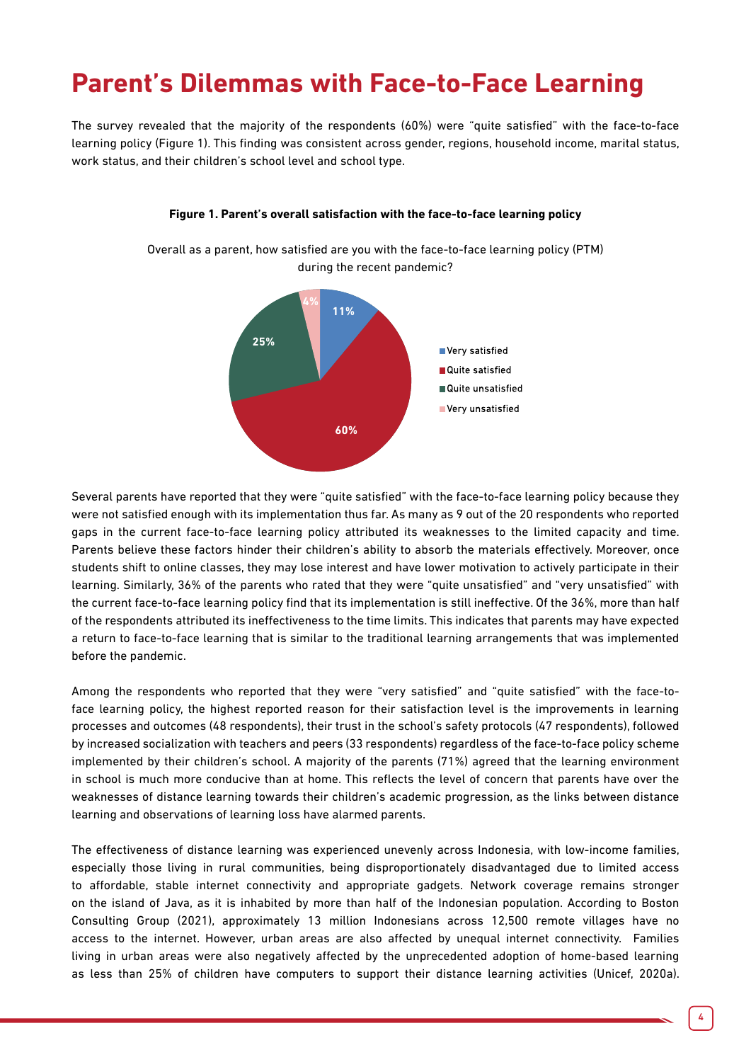# Parent's Dilemmas with Face-to-Face Learning

The survey revealed that the majority of the respondents (60%) were "quite satisfied" with the face-to-face learning policy (Figure 1). This finding was consistent across gender, regions, household income, marital status, work status, and their children's school level and school type.

**Figure 1. Parent's overall satisfaction with the face-to-face learning policy**

Overall as a parent, how satisfied are you with the face-to-face learning policy (PTM) during the recent pandemic?

| Response | Percentage |
|---|---|
| Very satisfied | 11% |
| Quite satisfied | 60% |
| Quite unsatisfied | 25% |
| Very unsatisfied | 4% |

Several parents have reported that they were "quite satisfied" with the face-to-face learning policy because they were not satisfied enough with its implementation thus far. As many as 9 out of the 20 respondents who reported gaps in the current face-to-face learning policy attributed its weaknesses to the limited capacity and time. Parents believe these factors hinder their children's ability to absorb the materials effectively. Moreover, once students shift to online classes, they may lose interest and have lower motivation to actively participate in their learning. Similarly, 36% of the parents who rated that they were "quite unsatisfied" and "very unsatisfied" with the current face-to-face learning policy find that its implementation is still ineffective. Of the 36%, more than half of the respondents attributed its ineffectiveness to the time limits. This indicates that parents may have expected a return to face-to-face learning that is similar to the traditional learning arrangements that was implemented before the pandemic.

Among the respondents who reported that they were "very satisfied" and "quite satisfied" with the face-to-face learning policy, the highest reported reason for their satisfaction level is the improvements in learning processes and outcomes (48 respondents), their trust in the school's safety protocols (47 respondents), followed by increased socialization with teachers and peers (33 respondents) regardless of the face-to-face policy scheme implemented by their children's school. A majority of the parents (71%) agreed that the learning environment in school is much more conducive than at home. This reflects the level of concern that parents have over the weaknesses of distance learning towards their children's academic progression, as the links between distance learning and observations of learning loss have alarmed parents.

The effectiveness of distance learning was experienced unevenly across Indonesia, with low-income families, especially those living in rural communities, being disproportionately disadvantaged due to limited access to affordable, stable internet connectivity and appropriate gadgets. Network coverage remains stronger on the island of Java, as it is inhabited by more than half of the Indonesian population. According to Boston Consulting Group (2021), approximately 13 million Indonesians across 12,500 remote villages have no access to the internet. However, urban areas are also affected by unequal internet connectivity. Families living in urban areas were also negatively affected by the unprecedented adoption of home-based learning as less than 25% of children have computers to support their distance learning activities (Unicef, 2020a).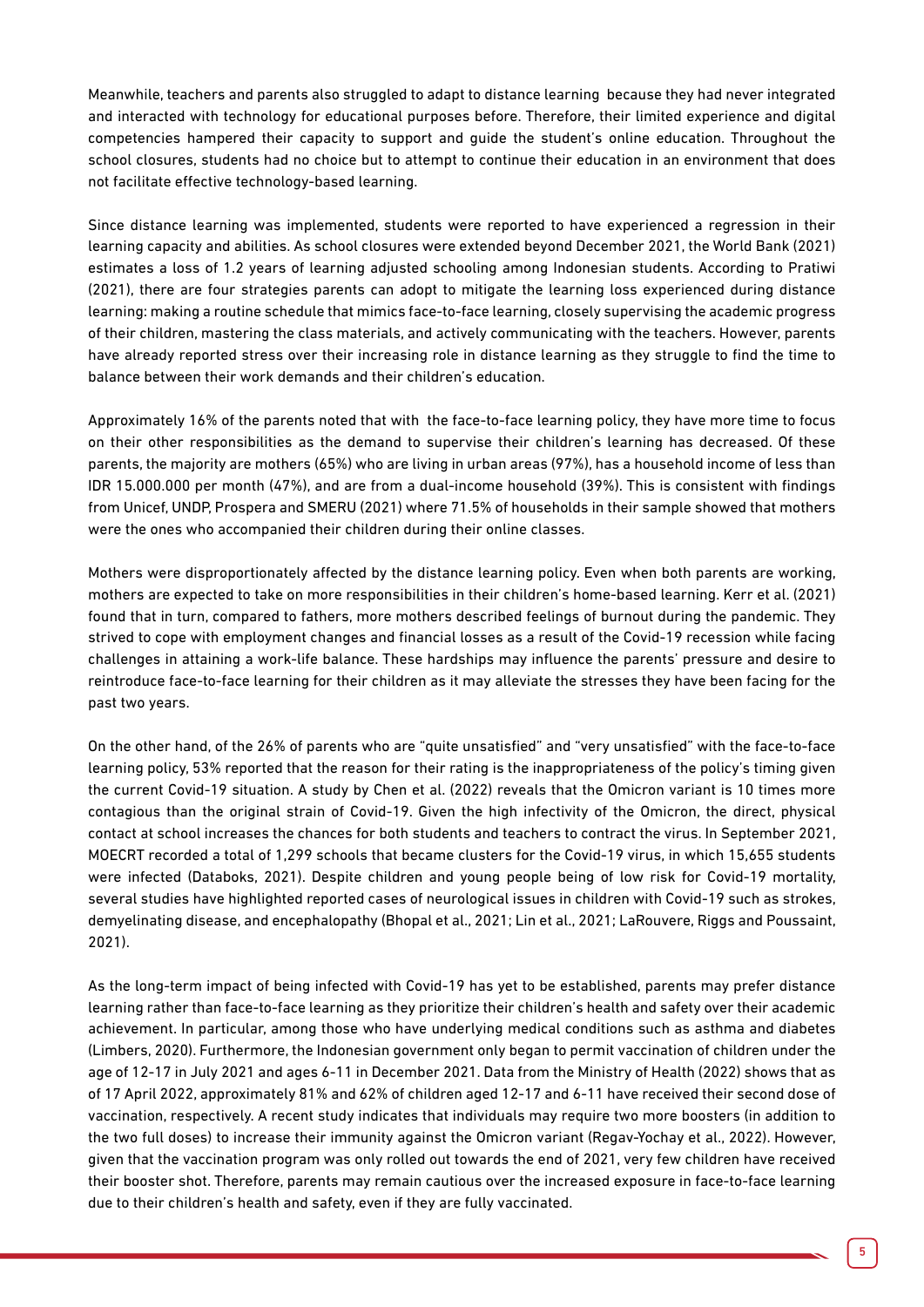Meanwhile, teachers and parents also struggled to adapt to distance learning because they had never integrated and interacted with technology for educational purposes before. Therefore, their limited experience and digital competencies hampered their capacity to support and guide the student's online education. Throughout the school closures, students had no choice but to attempt to continue their education in an environment that does not facilitate effective technology-based learning.

Since distance learning was implemented, students were reported to have experienced a regression in their learning capacity and abilities. As school closures were extended beyond December 2021, the World Bank (2021) estimates a loss of 1.2 years of learning adjusted schooling among Indonesian students. According to Pratiwi (2021), there are four strategies parents can adopt to mitigate the learning loss experienced during distance learning: making a routine schedule that mimics face-to-face learning, closely supervising the academic progress of their children, mastering the class materials, and actively communicating with the teachers. However, parents have already reported stress over their increasing role in distance learning as they struggle to find the time to balance between their work demands and their children's education.

Approximately 16% of the parents noted that with the face-to-face learning policy, they have more time to focus on their other responsibilities as the demand to supervise their children's learning has decreased. Of these parents, the majority are mothers (65%) who are living in urban areas (97%), has a household income of less than IDR 15.000.000 per month (47%), and are from a dual-income household (39%). This is consistent with findings from Unicef, UNDP, Prospera and SMERU (2021) where 71.5% of households in their sample showed that mothers were the ones who accompanied their children during their online classes.

Mothers were disproportionately affected by the distance learning policy. Even when both parents are working, mothers are expected to take on more responsibilities in their children's home-based learning. Kerr et al. (2021) found that in turn, compared to fathers, more mothers described feelings of burnout during the pandemic. They strived to cope with employment changes and financial losses as a result of the Covid-19 recession while facing challenges in attaining a work-life balance. These hardships may influence the parents' pressure and desire to reintroduce face-to-face learning for their children as it may alleviate the stresses they have been facing for the past two years.

On the other hand, of the 26% of parents who are "quite unsatisfied" and "very unsatisfied" with the face-to-face learning policy, 53% reported that the reason for their rating is the inappropriateness of the policy's timing given the current Covid-19 situation. A study by Chen et al. (2022) reveals that the Omicron variant is 10 times more contagious than the original strain of Covid-19. Given the high infectivity of the Omicron, the direct, physical contact at school increases the chances for both students and teachers to contract the virus. In September 2021, MOECRT recorded a total of 1,299 schools that became clusters for the Covid-19 virus, in which 15,655 students were infected (Databoks, 2021). Despite children and young people being of low risk for Covid-19 mortality, several studies have highlighted reported cases of neurological issues in children with Covid-19 such as strokes, demyelinating disease, and encephalopathy (Bhopal et al., 2021; Lin et al., 2021; LaRouvere, Riggs and Poussaint, 2021).

As the long-term impact of being infected with Covid-19 has yet to be established, parents may prefer distance learning rather than face-to-face learning as they prioritize their children's health and safety over their academic achievement. In particular, among those who have underlying medical conditions such as asthma and diabetes (Limbers, 2020). Furthermore, the Indonesian government only began to permit vaccination of children under the age of 12-17 in July 2021 and ages 6-11 in December 2021. Data from the Ministry of Health (2022) shows that as of 17 April 2022, approximately 81% and 62% of children aged 12-17 and 6-11 have received their second dose of vaccination, respectively. A recent study indicates that individuals may require two more boosters (in addition to the two full doses) to increase their immunity against the Omicron variant (Regav-Yochay et al., 2022). However, given that the vaccination program was only rolled out towards the end of 2021, very few children have received their booster shot. Therefore, parents may remain cautious over the increased exposure in face-to-face learning due to their children's health and safety, even if they are fully vaccinated.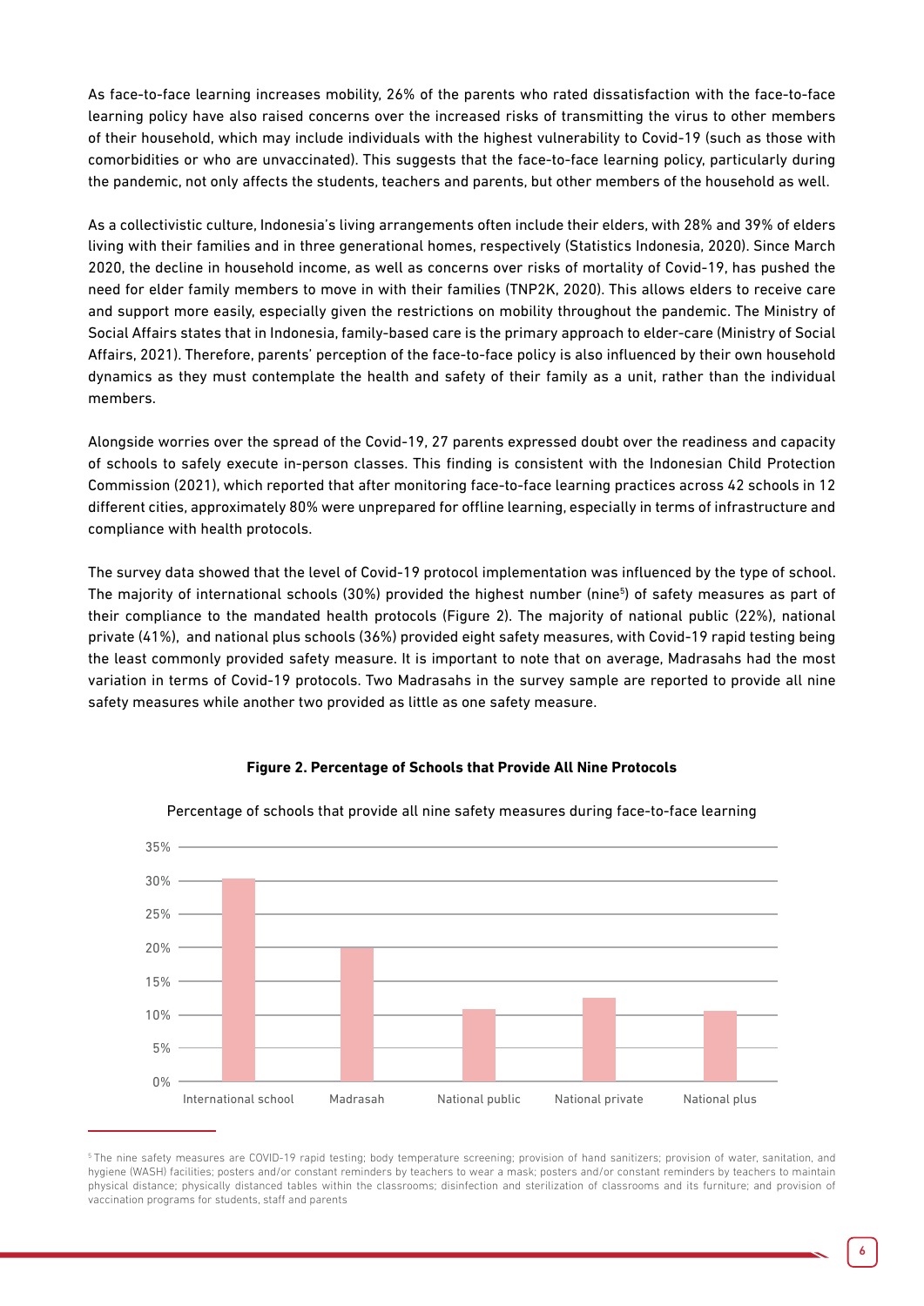As face-to-face learning increases mobility, 26% of the parents who rated dissatisfaction with the face-to-face learning policy have also raised concerns over the increased risks of transmitting the virus to other members of their household, which may include individuals with the highest vulnerability to Covid-19 (such as those with comorbidities or who are unvaccinated). This suggests that the face-to-face learning policy, particularly during the pandemic, not only affects the students, teachers and parents, but other members of the household as well.

As a collectivistic culture, Indonesia's living arrangements often include their elders, with 28% and 39% of elders living with their families and in three generational homes, respectively (Statistics Indonesia, 2020). Since March 2020, the decline in household income, as well as concerns over risks of mortality of Covid-19, has pushed the need for elder family members to move in with their families (TNP2K, 2020). This allows elders to receive care and support more easily, especially given the restrictions on mobility throughout the pandemic. The Ministry of Social Affairs states that in Indonesia, family-based care is the primary approach to elder-care (Ministry of Social Affairs, 2021). Therefore, parents' perception of the face-to-face policy is also influenced by their own household dynamics as they must contemplate the health and safety of their family as a unit, rather than the individual members.

Alongside worries over the spread of the Covid-19, 27 parents expressed doubt over the readiness and capacity of schools to safely execute in-person classes. This finding is consistent with the Indonesian Child Protection Commission (2021), which reported that after monitoring face-to-face learning practices across 42 schools in 12 different cities, approximately 80% were unprepared for offline learning, especially in terms of infrastructure and compliance with health protocols.

The survey data showed that the level of Covid-19 protocol implementation was influenced by the type of school. The majority of international schools (30%) provided the highest number (nine[5]) of safety measures as part of their compliance to the mandated health protocols (Figure 2). The majority of national public (22%), national private (41%), and national plus schools (36%) provided eight safety measures, with Covid-19 rapid testing being the least commonly provided safety measure. It is important to note that on average, Madrasahs had the most variation in terms of Covid-19 protocols. Two Madrasahs in the survey sample are reported to provide all nine safety measures while another two provided as little as one safety measure.

**Figure 2. Percentage of Schools that Provide All Nine Protocols**

Percentage of schools that provide all nine safety measures during face-to-face learning

| School type | Percentage |
|---|---|
| International school | ~30% |
| Madrasah | ~20% |
| National public | ~11% |
| National private | ~12.5% |
| National plus | ~10.5% |

[5] The nine safety measures are COVID-19 rapid testing; body temperature screening; provision of hand sanitizers; provision of water, sanitation, and hygiene (WASH) facilities; posters and/or constant reminders by teachers to wear a mask; posters and/or constant reminders by teachers to maintain physical distance; physically distanced tables within the classrooms; disinfection and sterilization of classrooms and its furniture; and provision of vaccination programs for students, staff and parents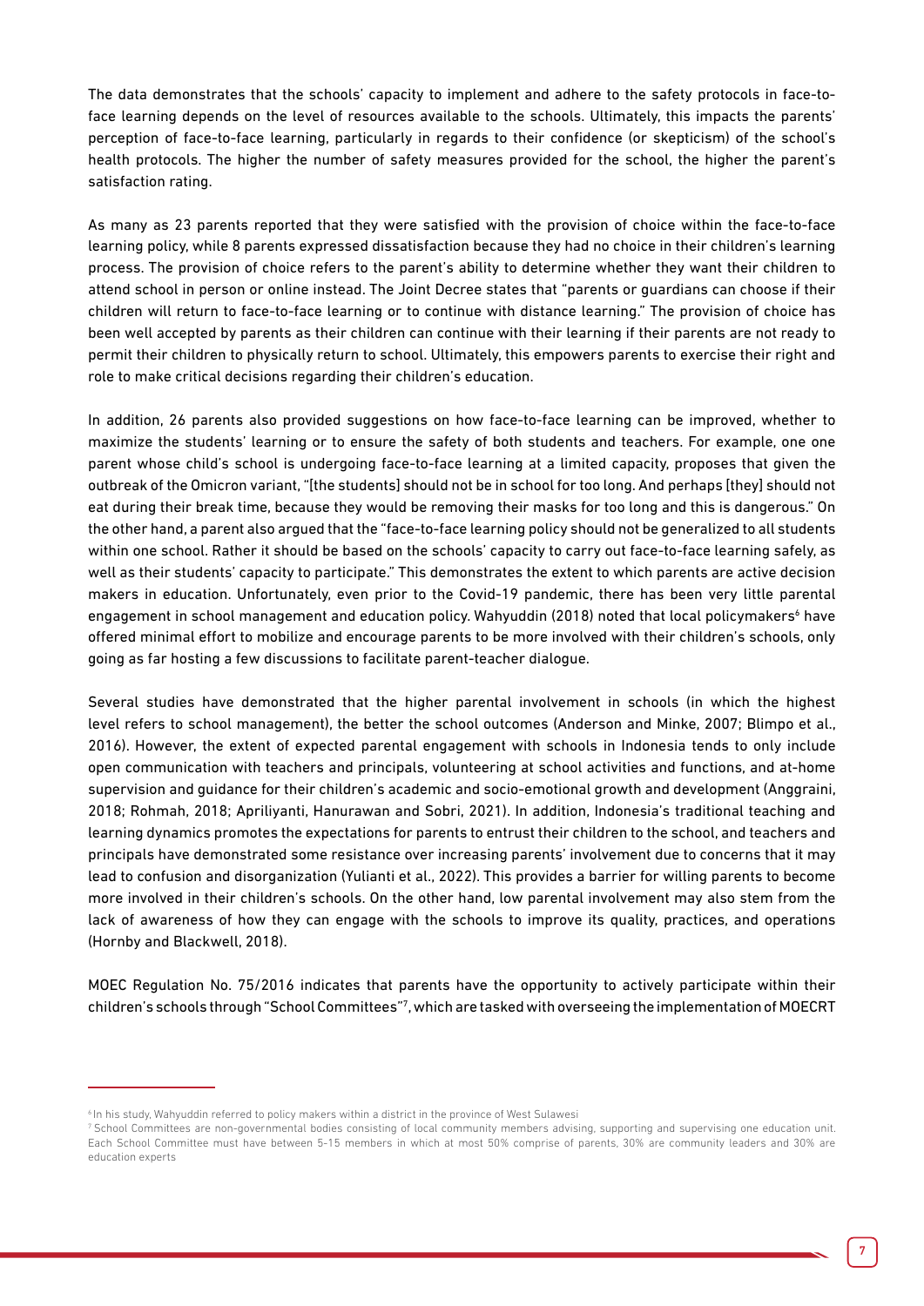The data demonstrates that the schools' capacity to implement and adhere to the safety protocols in face-to-face learning depends on the level of resources available to the schools. Ultimately, this impacts the parents' perception of face-to-face learning, particularly in regards to their confidence (or skepticism) of the school's health protocols. The higher the number of safety measures provided for the school, the higher the parent's satisfaction rating.

As many as 23 parents reported that they were satisfied with the provision of choice within the face-to-face learning policy, while 8 parents expressed dissatisfaction because they had no choice in their children's learning process. The provision of choice refers to the parent's ability to determine whether they want their children to attend school in person or online instead. The Joint Decree states that "parents or guardians can choose if their children will return to face-to-face learning or to continue with distance learning." The provision of choice has been well accepted by parents as their children can continue with their learning if their parents are not ready to permit their children to physically return to school. Ultimately, this empowers parents to exercise their right and role to make critical decisions regarding their children's education.

In addition, 26 parents also provided suggestions on how face-to-face learning can be improved, whether to maximize the students' learning or to ensure the safety of both students and teachers. For example, one one parent whose child's school is undergoing face-to-face learning at a limited capacity, proposes that given the outbreak of the Omicron variant, "[the students] should not be in school for too long. And perhaps [they] should not eat during their break time, because they would be removing their masks for too long and this is dangerous." On the other hand, a parent also argued that the "face-to-face learning policy should not be generalized to all students within one school. Rather it should be based on the schools' capacity to carry out face-to-face learning safely, as well as their students' capacity to participate." This demonstrates the extent to which parents are active decision makers in education. Unfortunately, even prior to the Covid-19 pandemic, there has been very little parental engagement in school management and education policy. Wahyuddin (2018) noted that local policymakers[6] have offered minimal effort to mobilize and encourage parents to be more involved with their children's schools, only going as far hosting a few discussions to facilitate parent-teacher dialogue.

Several studies have demonstrated that the higher parental involvement in schools (in which the highest level refers to school management), the better the school outcomes (Anderson and Minke, 2007; Blimpo et al., 2016). However, the extent of expected parental engagement with schools in Indonesia tends to only include open communication with teachers and principals, volunteering at school activities and functions, and at-home supervision and guidance for their children's academic and socio-emotional growth and development (Anggraini, 2018; Rohmah, 2018; Apriliyanti, Hanurawan and Sobri, 2021). In addition, Indonesia's traditional teaching and learning dynamics promotes the expectations for parents to entrust their children to the school, and teachers and principals have demonstrated some resistance over increasing parents' involvement due to concerns that it may lead to confusion and disorganization (Yulianti et al., 2022). This provides a barrier for willing parents to become more involved in their children's schools. On the other hand, low parental involvement may also stem from the lack of awareness of how they can engage with the schools to improve its quality, practices, and operations (Hornby and Blackwell, 2018).

MOEC Regulation No. 75/2016 indicates that parents have the opportunity to actively participate within their children's schools through "School Committees"[7], which are tasked with overseeing the implementation of MOECRT

[6] In his study, Wahyuddin referred to policy makers within a district in the province of West Sulawesi

[7] School Committees are non-governmental bodies consisting of local community members advising, supporting and supervising one education unit. Each School Committee must have between 5-15 members in which at most 50% comprise of parents, 30% are community leaders and 30% are education experts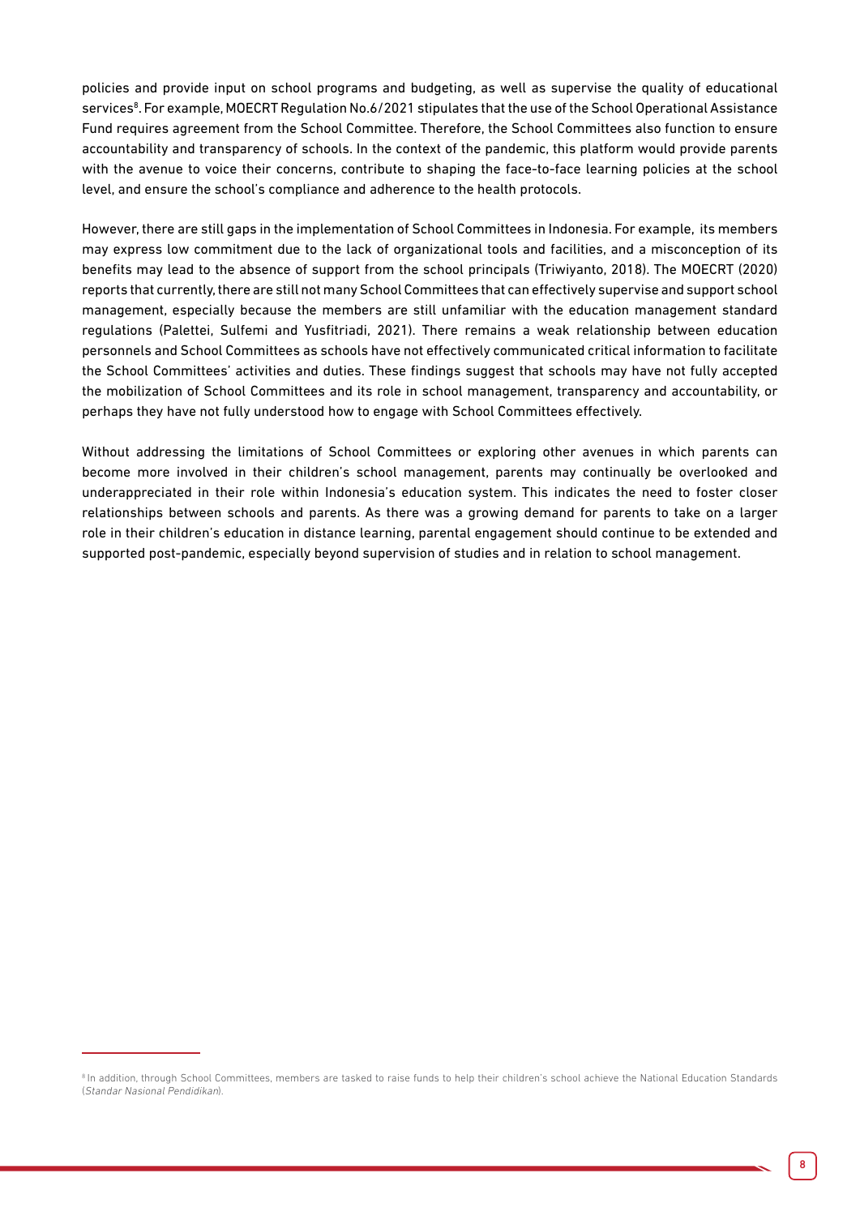policies and provide input on school programs and budgeting, as well as supervise the quality of educational services[8]. For example, MOECRT Regulation No.6/2021 stipulates that the use of the School Operational Assistance Fund requires agreement from the School Committee. Therefore, the School Committees also function to ensure accountability and transparency of schools. In the context of the pandemic, this platform would provide parents with the avenue to voice their concerns, contribute to shaping the face-to-face learning policies at the school level, and ensure the school's compliance and adherence to the health protocols.

However, there are still gaps in the implementation of School Committees in Indonesia. For example, its members may express low commitment due to the lack of organizational tools and facilities, and a misconception of its benefits may lead to the absence of support from the school principals (Triwiyanto, 2018). The MOECRT (2020) reports that currently, there are still not many School Committees that can effectively supervise and support school management, especially because the members are still unfamiliar with the education management standard regulations (Palettei, Sulfemi and Yusfitriadi, 2021). There remains a weak relationship between education personnels and School Committees as schools have not effectively communicated critical information to facilitate the School Committees' activities and duties. These findings suggest that schools may have not fully accepted the mobilization of School Committees and its role in school management, transparency and accountability, or perhaps they have not fully understood how to engage with School Committees effectively.

Without addressing the limitations of School Committees or exploring other avenues in which parents can become more involved in their children's school management, parents may continually be overlooked and underappreciated in their role within Indonesia's education system. This indicates the need to foster closer relationships between schools and parents. As there was a growing demand for parents to take on a larger role in their children's education in distance learning, parental engagement should continue to be extended and supported post-pandemic, especially beyond supervision of studies and in relation to school management.

---

[8] In addition, through School Committees, members are tasked to raise funds to help their children's school achieve the National Education Standards (*Standar Nasional Pendidikan*).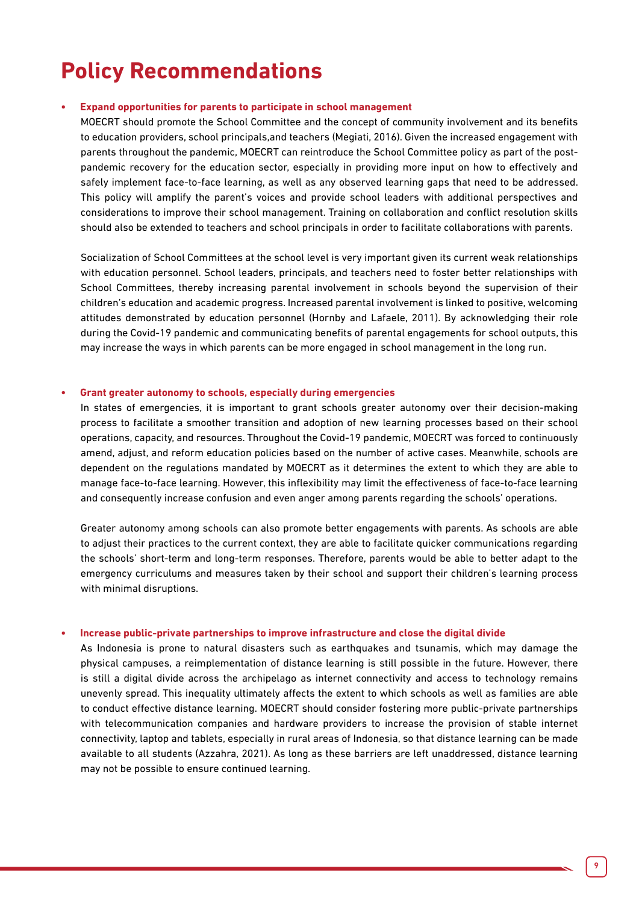# Policy Recommendations

- **Expand opportunities for parents to participate in school management**

  MOECRT should promote the School Committee and the concept of community involvement and its benefits to education providers, school principals,and teachers (Megiati, 2016). Given the increased engagement with parents throughout the pandemic, MOECRT can reintroduce the School Committee policy as part of the post-pandemic recovery for the education sector, especially in providing more input on how to effectively and safely implement face-to-face learning, as well as any observed learning gaps that need to be addressed. This policy will amplify the parent's voices and provide school leaders with additional perspectives and considerations to improve their school management. Training on collaboration and conflict resolution skills should also be extended to teachers and school principals in order to facilitate collaborations with parents.

  Socialization of School Committees at the school level is very important given its current weak relationships with education personnel. School leaders, principals, and teachers need to foster better relationships with School Committees, thereby increasing parental involvement in schools beyond the supervision of their children's education and academic progress. Increased parental involvement is linked to positive, welcoming attitudes demonstrated by education personnel (Hornby and Lafaele, 2011). By acknowledging their role during the Covid-19 pandemic and communicating benefits of parental engagements for school outputs, this may increase the ways in which parents can be more engaged in school management in the long run.

- **Grant greater autonomy to schools, especially during emergencies**

  In states of emergencies, it is important to grant schools greater autonomy over their decision-making process to facilitate a smoother transition and adoption of new learning processes based on their school operations, capacity, and resources. Throughout the Covid-19 pandemic, MOECRT was forced to continuously amend, adjust, and reform education policies based on the number of active cases. Meanwhile, schools are dependent on the regulations mandated by MOECRT as it determines the extent to which they are able to manage face-to-face learning. However, this inflexibility may limit the effectiveness of face-to-face learning and consequently increase confusion and even anger among parents regarding the schools' operations.

  Greater autonomy among schools can also promote better engagements with parents. As schools are able to adjust their practices to the current context, they are able to facilitate quicker communications regarding the schools' short-term and long-term responses. Therefore, parents would be able to better adapt to the emergency curriculums and measures taken by their school and support their children's learning process with minimal disruptions.

- **Increase public-private partnerships to improve infrastructure and close the digital divide**

  As Indonesia is prone to natural disasters such as earthquakes and tsunamis, which may damage the physical campuses, a reimplementation of distance learning is still possible in the future. However, there is still a digital divide across the archipelago as internet connectivity and access to technology remains unevenly spread. This inequality ultimately affects the extent to which schools as well as families are able to conduct effective distance learning. MOECRT should consider fostering more public-private partnerships with telecommunication companies and hardware providers to increase the provision of stable internet connectivity, laptop and tablets, especially in rural areas of Indonesia, so that distance learning can be made available to all students (Azzahra, 2021). As long as these barriers are left unaddressed, distance learning may not be possible to ensure continued learning.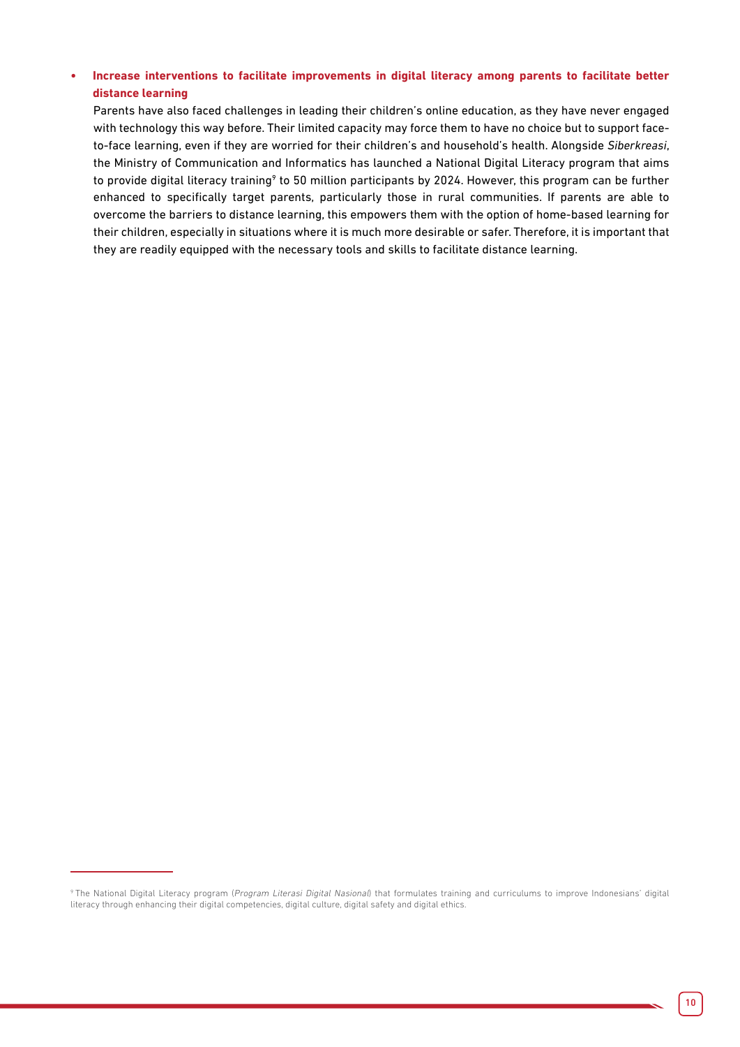- **Increase interventions to facilitate improvements in digital literacy among parents to facilitate better distance learning**

  Parents have also faced challenges in leading their children's online education, as they have never engaged with technology this way before. Their limited capacity may force them to have no choice but to support face-to-face learning, even if they are worried for their children's and household's health. Alongside *Siberkreasi*, the Ministry of Communication and Informatics has launched a National Digital Literacy program that aims to provide digital literacy training[9] to 50 million participants by 2024. However, this program can be further enhanced to specifically target parents, particularly those in rural communities. If parents are able to overcome the barriers to distance learning, this empowers them with the option of home-based learning for their children, especially in situations where it is much more desirable or safer. Therefore, it is important that they are readily equipped with the necessary tools and skills to facilitate distance learning.

---

[9] The National Digital Literacy program (*Program Literasi Digital Nasional*) that formulates training and curriculums to improve Indonesians' digital literacy through enhancing their digital competencies, digital culture, digital safety and digital ethics.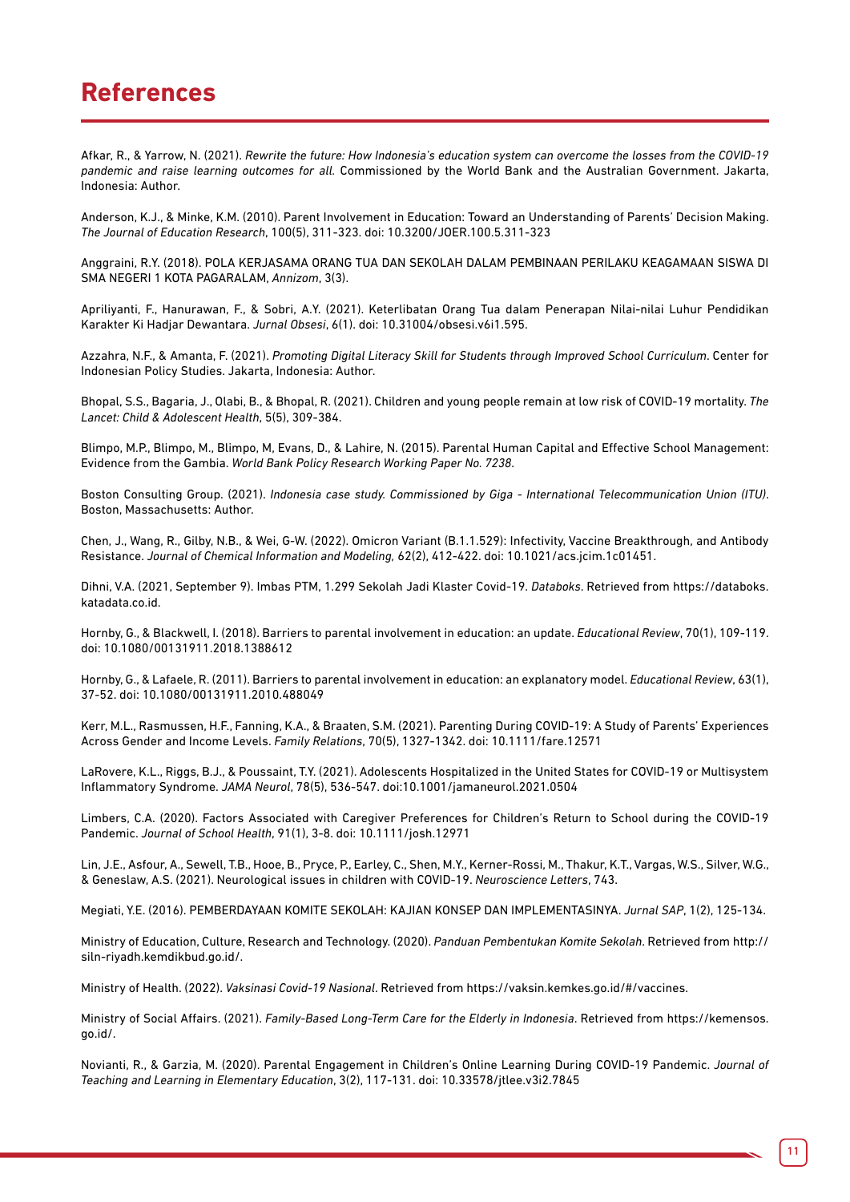# References

Afkar, R., & Yarrow, N. (2021). *Rewrite the future: How Indonesia's education system can overcome the losses from the COVID-19 pandemic and raise learning outcomes for all.* Commissioned by the World Bank and the Australian Government. Jakarta, Indonesia: Author.

Anderson, K.J., & Minke, K.M. (2010). Parent Involvement in Education: Toward an Understanding of Parents' Decision Making. *The Journal of Education Research*, 100(5), 311-323. doi: 10.3200/JOER.100.5.311-323

Anggraini, R.Y. (2018). POLA KERJASAMA ORANG TUA DAN SEKOLAH DALAM PEMBINAAN PERILAKU KEAGAMAAN SISWA DI SMA NEGERI 1 KOTA PAGARALAM, *Annizom*, 3(3).

Apriliyanti, F., Hanurawan, F., & Sobri, A.Y. (2021). Keterlibatan Orang Tua dalam Penerapan Nilai-nilai Luhur Pendidikan Karakter Ki Hadjar Dewantara. *Jurnal Obsesi*, 6(1). doi: 10.31004/obsesi.v6i1.595.

Azzahra, N.F., & Amanta, F. (2021). *Promoting Digital Literacy Skill for Students through Improved School Curriculum*. Center for Indonesian Policy Studies. Jakarta, Indonesia: Author.

Bhopal, S.S., Bagaria, J., Olabi, B., & Bhopal, R. (2021). Children and young people remain at low risk of COVID-19 mortality. *The Lancet: Child & Adolescent Health*, 5(5), 309-384.

Blimpo, M.P., Blimpo, M., Blimpo, M, Evans, D., & Lahire, N. (2015). Parental Human Capital and Effective School Management: Evidence from the Gambia. *World Bank Policy Research Working Paper No. 7238*.

Boston Consulting Group. (2021). *Indonesia case study. Commissioned by Giga - International Telecommunication Union (ITU)*. Boston, Massachusetts: Author.

Chen, J., Wang, R., Gilby, N.B., & Wei, G-W. (2022). Omicron Variant (B.1.1.529): Infectivity, Vaccine Breakthrough, and Antibody Resistance. *Journal of Chemical Information and Modeling,* 62(2), 412-422. doi: 10.1021/acs.jcim.1c01451.

Dihni, V.A. (2021, September 9). Imbas PTM, 1.299 Sekolah Jadi Klaster Covid-19. *Databoks*. Retrieved from https://databoks.katadata.co.id.

Hornby, G., & Blackwell, I. (2018). Barriers to parental involvement in education: an update. *Educational Review*, 70(1), 109-119. doi: 10.1080/00131911.2018.1388612

Hornby, G., & Lafaele, R. (2011). Barriers to parental involvement in education: an explanatory model. *Educational Review*, 63(1), 37-52. doi: 10.1080/00131911.2010.488049

Kerr, M.L., Rasmussen, H.F., Fanning, K.A., & Braaten, S.M. (2021). Parenting During COVID-19: A Study of Parents' Experiences Across Gender and Income Levels. *Family Relations*, 70(5), 1327-1342. doi: 10.1111/fare.12571

LaRovere, K.L., Riggs, B.J., & Poussaint, T.Y. (2021). Adolescents Hospitalized in the United States for COVID-19 or Multisystem Inflammatory Syndrome. *JAMA Neurol*, 78(5), 536-547. doi:10.1001/jamaneurol.2021.0504

Limbers, C.A. (2020). Factors Associated with Caregiver Preferences for Children's Return to School during the COVID-19 Pandemic. *Journal of School Health*, 91(1), 3-8. doi: 10.1111/josh.12971

Lin, J.E., Asfour, A., Sewell, T.B., Hooe, B., Pryce, P., Earley, C., Shen, M.Y., Kerner-Rossi, M., Thakur, K.T., Vargas, W.S., Silver, W.G., & Geneslaw, A.S. (2021). Neurological issues in children with COVID-19. *Neuroscience Letters*, 743.

Megiati, Y.E. (2016). PEMBERDAYAAN KOMITE SEKOLAH: KAJIAN KONSEP DAN IMPLEMENTASINYA. *Jurnal SAP*, 1(2), 125-134.

Ministry of Education, Culture, Research and Technology. (2020). *Panduan Pembentukan Komite Sekolah*. Retrieved from http://siln-riyadh.kemdikbud.go.id/.

Ministry of Health. (2022). *Vaksinasi Covid-19 Nasional*. Retrieved from https://vaksin.kemkes.go.id/#/vaccines.

Ministry of Social Affairs. (2021). *Family-Based Long-Term Care for the Elderly in Indonesia*. Retrieved from https://kemensos.go.id/.

Novianti, R., & Garzia, M. (2020). Parental Engagement in Children's Online Learning During COVID-19 Pandemic. *Journal of Teaching and Learning in Elementary Education*, 3(2), 117-131. doi: 10.33578/jtlee.v3i2.7845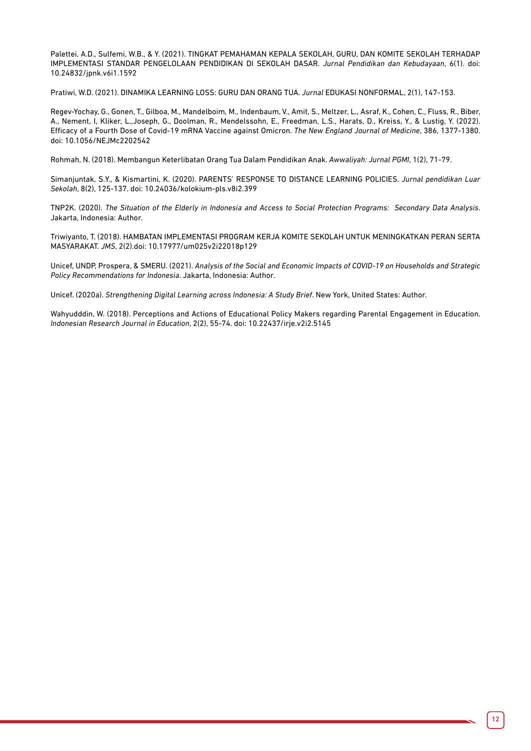Palettei, A.D., Sulfemi, W.B., & Y. (2021). TINGKAT PEMAHAMAN KEPALA SEKOLAH, GURU, DAN KOMITE SEKOLAH TERHADAP IMPLEMENTASI STANDAR PENGELOLAAN PENDIDIKAN DI SEKOLAH DASAR. *Jurnal Pendidikan dan Kebudayaan*, 6(1). doi: 10.24832/jpnk.v6i1.1592

Pratiwi, W.D. (2021). DINAMIKA LEARNING LOSS: GURU DAN ORANG TUA. *Jurnal* EDUKASI NONFORMAL, 2(1), 147-153.

Regev-Yochay, G., Gonen, T., Gilboa, M., Mandelboim, M., Indenbaum, V., Amit, S., Meltzer, L., Asraf, K., Cohen, C., Fluss, R., Biber, A., Nement, I, Kliker, L.,Joseph, G., Doolman, R., Mendelssohn, E., Freedman, L.S., Harats, D., Kreiss, Y., & Lustig, Y. (2022). Efficacy of a Fourth Dose of Covid-19 mRNA Vaccine against Omicron. *The New England Journal of Medicine*, 386, 1377-1380. doi: 10.1056/NEJMc2202542

Rohmah, N. (2018). Membangun Keterlibatan Orang Tua Dalam Pendidikan Anak. *Awwaliyah: Jurnal PGMI*, 1(2), 71-79.

Simanjuntak, S.Y., & Kismartini, K. (2020). PARENTS' RESPONSE TO DISTANCE LEARNING POLICIES. *Jurnal pendidikan Luar Sekolah*, 8(2), 125-137. doi: 10.24036/kolokium-pls.v8i2.399

TNP2K. (2020). *The Situation of the Elderly in Indonesia and Access to Social Protection Programs: Secondary Data Analysis*. Jakarta, Indonesia: Author.

Triwiyanto, T. (2018). HAMBATAN IMPLEMENTASI PROGRAM KERJA KOMITE SEKOLAH UNTUK MENINGKATKAN PERAN SERTA MASYARAKAT. *JMS*, 2(2).doi: 10.17977/um025v2i22018p129

Unicef, UNDP, Prospera, & SMERU. (2021). *Analysis of the Social and Economic Impacts of COVID-19 on Households and Strategic Policy Recommendations for Indonesia*. Jakarta, Indonesia: Author.

Unicef. (2020a). *Strengthening Digital Learning across Indonesia: A Study Brief*. New York, United States: Author.

Wahyudddin, W. (2018). Perceptions and Actions of Educational Policy Makers regarding Parental Engagement in Education. *Indonesian Research Journal in Education*, 2(2), 55-74. doi: 10.22437/irje.v2i2.5145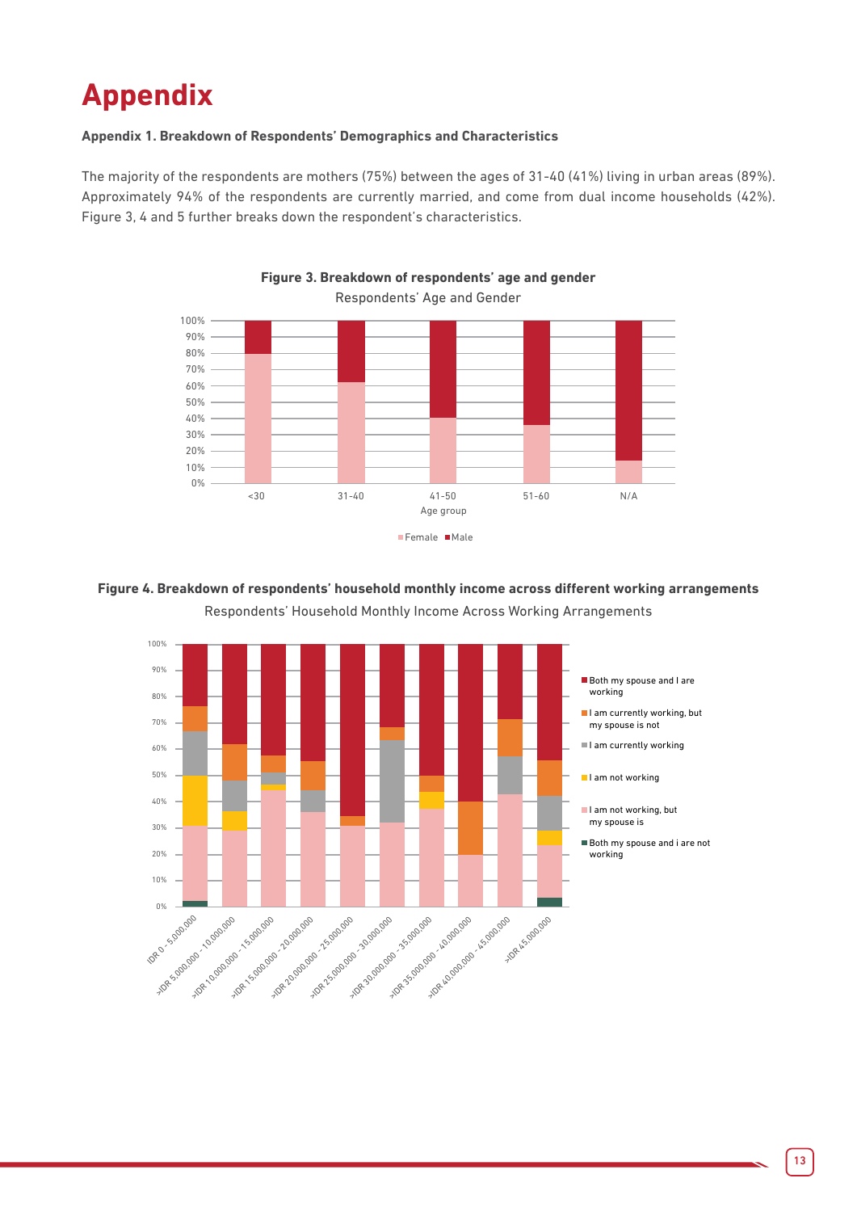# Appendix

**Appendix 1. Breakdown of Respondents' Demographics and Characteristics**

The majority of the respondents are mothers (75%) between the ages of 31-40 (41%) living in urban areas (89%). Approximately 94% of the respondents are currently married, and come from dual income households (42%). Figure 3, 4 and 5 further breaks down the respondent's characteristics.

**Figure 3. Breakdown of respondents' age and gender**

Respondents' Age and Gender

**Figure 4. Breakdown of respondents' household monthly income across different working arrangements**

Respondents' Household Monthly Income Across Working Arrangements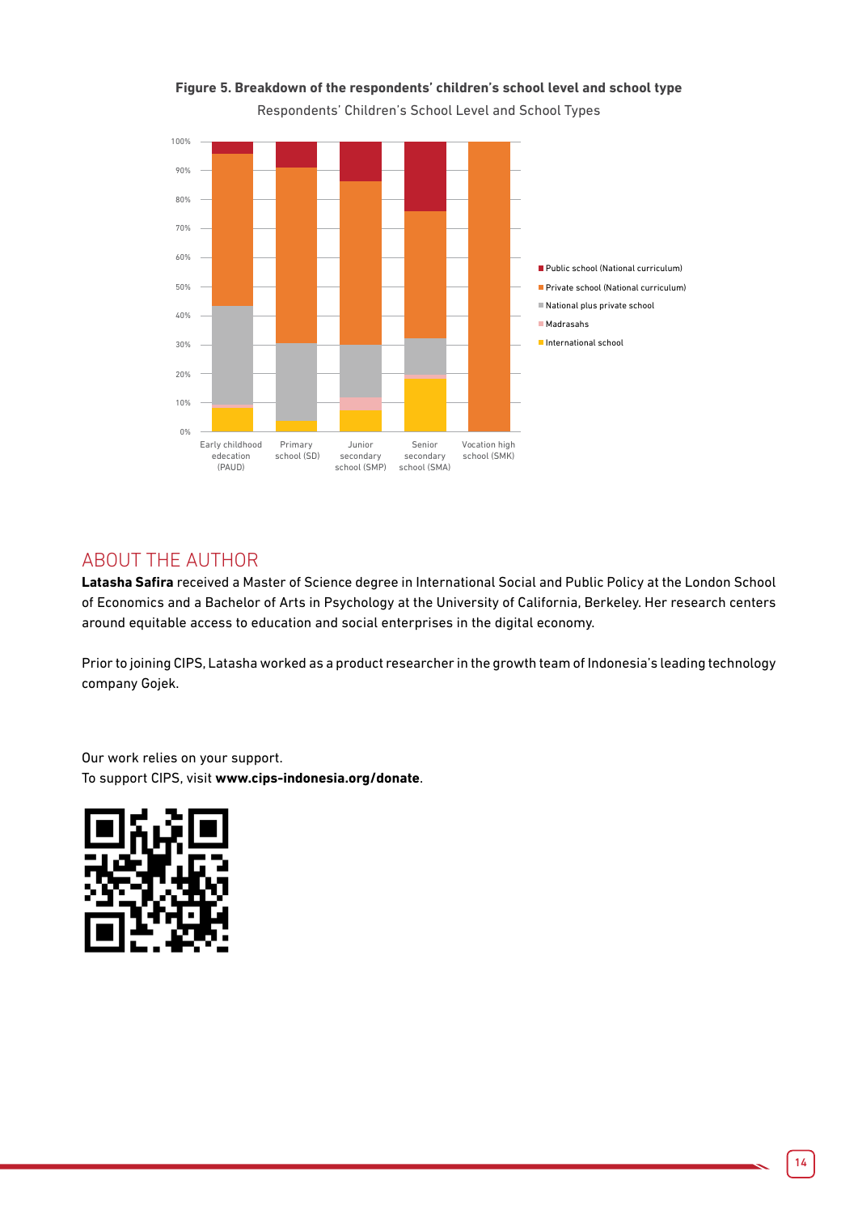**Figure 5. Breakdown of the respondents' children's school level and school type**

## ABOUT THE AUTHOR

**Latasha Safira** received a Master of Science degree in International Social and Public Policy at the London School of Economics and a Bachelor of Arts in Psychology at the University of California, Berkeley. Her research centers around equitable access to education and social enterprises in the digital economy.

Prior to joining CIPS, Latasha worked as a product researcher in the growth team of Indonesia's leading technology company Gojek.

Our work relies on your support.
To support CIPS, visit **www.cips-indonesia.org/donate**.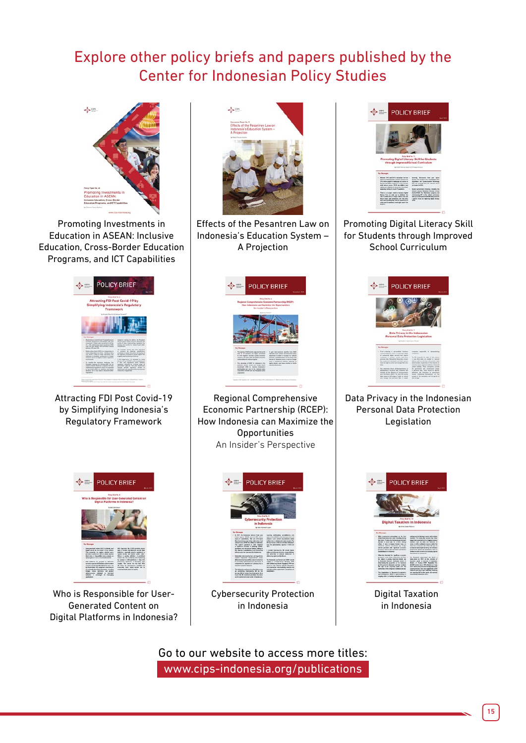# Explore other policy briefs and papers published by the Center for Indonesian Policy Studies

Promoting Investments in Education in ASEAN: Inclusive Education, Cross-Border Education Programs, and ICT Capabilities

Effects of the Pesantren Law on Indonesia's Education System – A Projection

Promoting Digital Literacy Skill for Students through Improved School Curriculum

Attracting FDI Post Covid-19 by Simplifying Indonesia's Regulatory Framework

Regional Comprehensive Economic Partnership (RCEP): How Indonesia can Maximize the Opportunities
An Insider's Perspective

Data Privacy in the Indonesian Personal Data Protection Legislation

Who is Responsible for User-Generated Content on Digital Platforms in Indonesia?

Cybersecurity Protection in Indonesia

Digital Taxation in Indonesia

Go to our website to access more titles:
www.cips-indonesia.org/publications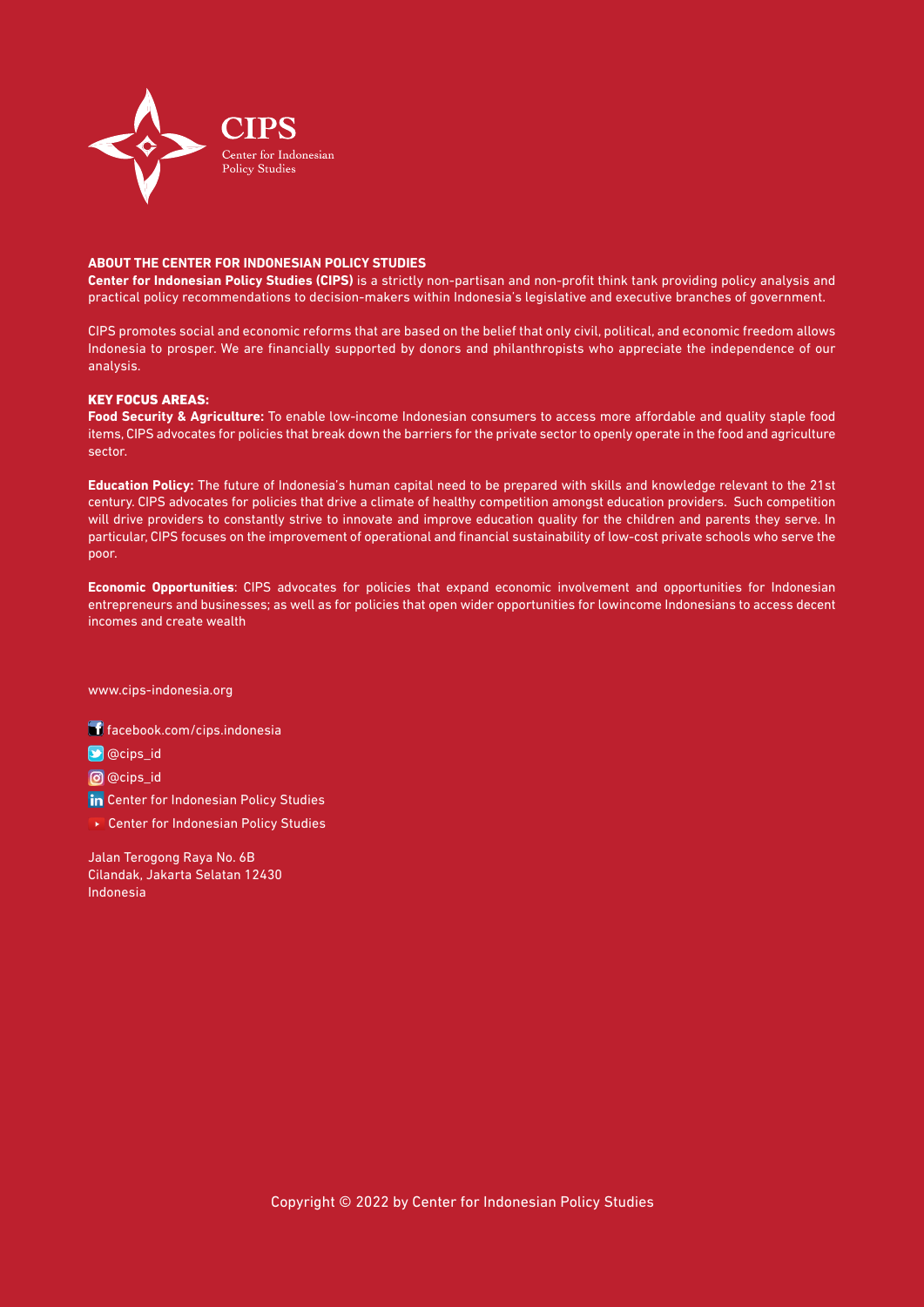**CIPS**
Center for Indonesian Policy Studies

**ABOUT THE CENTER FOR INDONESIAN POLICY STUDIES**

**Center for Indonesian Policy Studies (CIPS)** is a strictly non-partisan and non-profit think tank providing policy analysis and practical policy recommendations to decision-makers within Indonesia's legislative and executive branches of government.

CIPS promotes social and economic reforms that are based on the belief that only civil, political, and economic freedom allows Indonesia to prosper. We are financially supported by donors and philanthropists who appreciate the independence of our analysis.

**KEY FOCUS AREAS:**

**Food Security & Agriculture:** To enable low-income Indonesian consumers to access more affordable and quality staple food items, CIPS advocates for policies that break down the barriers for the private sector to openly operate in the food and agriculture sector.

**Education Policy:** The future of Indonesia's human capital need to be prepared with skills and knowledge relevant to the 21st century. CIPS advocates for policies that drive a climate of healthy competition amongst education providers. Such competition will drive providers to constantly strive to innovate and improve education quality for the children and parents they serve. In particular, CIPS focuses on the improvement of operational and financial sustainability of low-cost private schools who serve the poor.

**Economic Opportunities**: CIPS advocates for policies that expand economic involvement and opportunities for Indonesian entrepreneurs and businesses; as well as for policies that open wider opportunities for lowincome Indonesians to access decent incomes and create wealth

www.cips-indonesia.org

facebook.com/cips.indonesia

@cips_id

@cips_id

Center for Indonesian Policy Studies

Center for Indonesian Policy Studies

Jalan Terogong Raya No. 6B
Cilandak, Jakarta Selatan 12430
Indonesia

Copyright © 2022 by Center for Indonesian Policy Studies